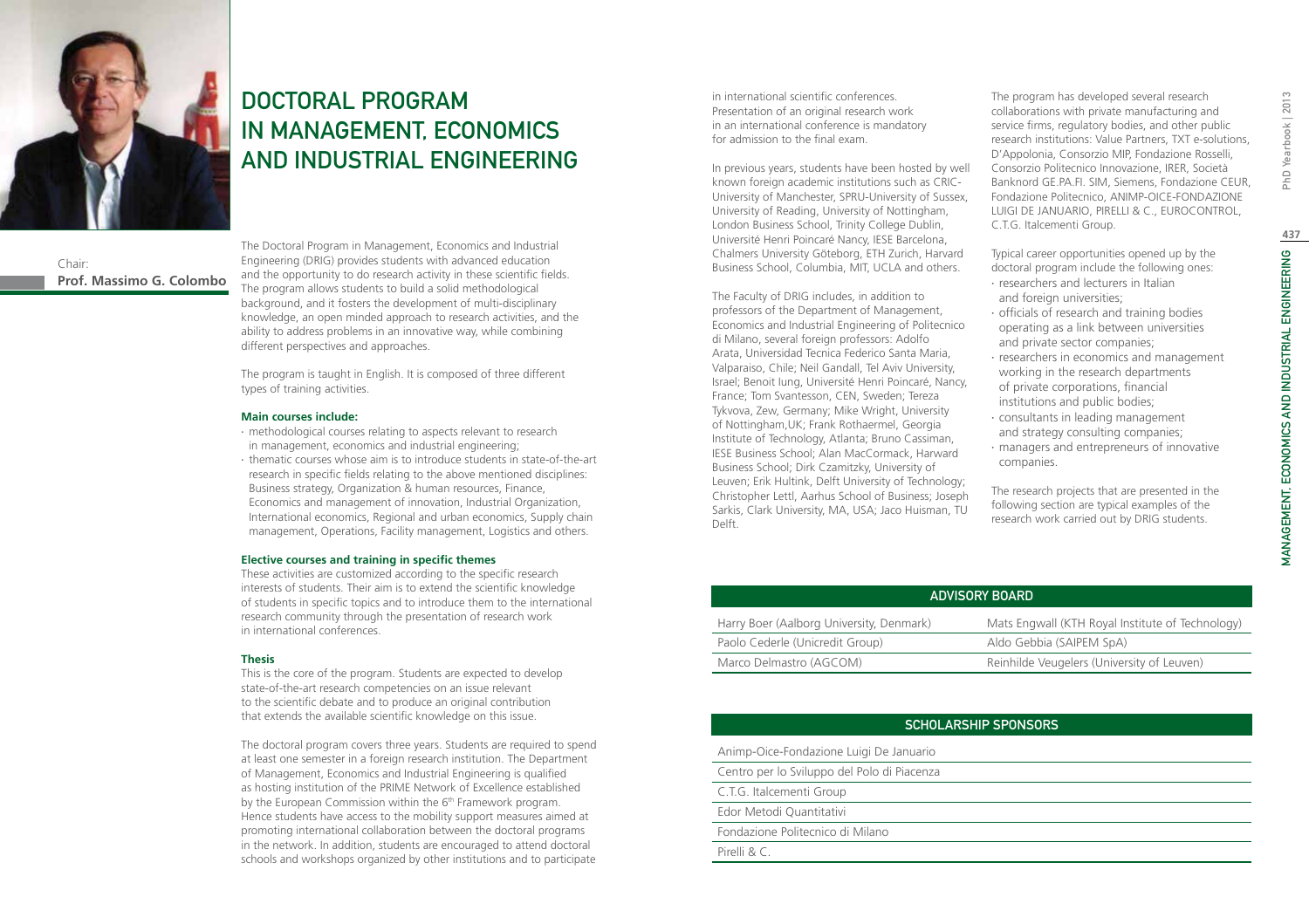# DOCTORAL PROGRAM IN MANAGEMENT, ECONOMICS AND INDUSTRIAL ENGINEERING

Chair:
**Prof. Massimo G. Colombo**

The Doctoral Program in Management, Economics and Industrial Engineering (DRIG) provides students with advanced education and the opportunity to do research activity in these scientific fields. The program allows students to build a solid methodological background, and it fosters the development of multi-disciplinary knowledge, an open minded approach to research activities, and the ability to address problems in an innovative way, while combining different perspectives and approaches.

The program is taught in English. It is composed of three different types of training activities.

**Main courses include:**

- methodological courses relating to aspects relevant to research in management, economics and industrial engineering;
- thematic courses whose aim is to introduce students in state-of-the-art research in specific fields relating to the above mentioned disciplines: Business strategy, Organization & human resources, Finance, Economics and management of innovation, Industrial Organization, International economics, Regional and urban economics, Supply chain management, Operations, Facility management, Logistics and others.

**Elective courses and training in specific themes**

These activities are customized according to the specific research interests of students. Their aim is to extend the scientific knowledge of students in specific topics and to introduce them to the international research community through the presentation of research work in international conferences.

**Thesis**

This is the core of the program. Students are expected to develop state-of-the-art research competencies on an issue relevant to the scientific debate and to produce an original contribution that extends the available scientific knowledge on this issue.

The doctoral program covers three years. Students are required to spend at least one semester in a foreign research institution. The Department of Management, Economics and Industrial Engineering is qualified as hosting institution of the PRIME Network of Excellence established by the European Commission within the 6th Framework program. Hence students have access to the mobility support measures aimed at promoting international collaboration between the doctoral programs in the network. In addition, students are encouraged to attend doctoral schools and workshops organized by other institutions and to participate in international scientific conferences. Presentation of an original research work in an international conference is mandatory for admission to the final exam.

In previous years, students have been hosted by well known foreign academic institutions such as CRIC-University of Manchester, SPRU-University of Sussex, University of Reading, University of Nottingham, London Business School, Trinity College Dublin, Université Henri Poincaré Nancy, IESE Barcelona, Chalmers University Göteborg, ETH Zurich, Harvard Business School, Columbia, MIT, UCLA and others.

The Faculty of DRIG includes, in addition to professors of the Department of Management, Economics and Industrial Engineering of Politecnico di Milano, several foreign professors: Adolfo Arata, Universidad Tecnica Federico Santa Maria, Valparaiso, Chile; Neil Gandall, Tel Aviv University, Israel; Benoit Iung, Université Henri Poincaré, Nancy, France; Tom Svantesson, CEN, Sweden; Tereza Tykvova, Zew, Germany; Mike Wright, University of Nottingham,UK; Frank Rothaermel, Georgia Institute of Technology, Atlanta; Bruno Cassiman, IESE Business School; Alan MacCormack, Harward Business School; Dirk Czamitzky, University of Leuven; Erik Hultink, Delft University of Technology; Christopher Lettl, Aarhus School of Business; Joseph Sarkis, Clark University, MA, USA; Jaco Huisman, TU Delft.

The program has developed several research collaborations with private manufacturing and service firms, regulatory bodies, and other public research institutions: Value Partners, TXT e-solutions, D'Appolonia, Consorzio MIP, Fondazione Rosselli, Consorzio Politecnico Innovazione, IRER, Società Banknord GE.PA.FI. SIM, Siemens, Fondazione CEUR, Fondazione Politecnico, ANIMP-OICE-FONDAZIONE LUIGI DE JANUARIO, PIRELLI & C., EUROCONTROL, C.T.G. Italcementi Group.

Typical career opportunities opened up by the doctoral program include the following ones:

- researchers and lecturers in Italian and foreign universities;
- officials of research and training bodies operating as a link between universities and private sector companies;
- researchers in economics and management working in the research departments of private corporations, financial institutions and public bodies;
- consultants in leading management and strategy consulting companies;
- managers and entrepreneurs of innovative companies.

The research projects that are presented in the following section are typical examples of the research work carried out by DRIG students.

| ADVISORY BOARD | |
|---|---|
| Harry Boer (Aalborg University, Denmark) | Mats Engwall (KTH Royal Institute of Technology) |
| Paolo Cederle (Unicredit Group) | Aldo Gebbia (SAIPEM SpA) |
| Marco Delmastro (AGCOM) | Reinhilde Veugelers (University of Leuven) |

| SCHOLARSHIP SPONSORS |
|---|
| Animp-Oice-Fondazione Luigi De Januario |
| Centro per lo Sviluppo del Polo di Piacenza |
| C.T.G. Italcementi Group |
| Edor Metodi Quantitativi |
| Fondazione Politecnico di Milano |
| Pirelli & C. |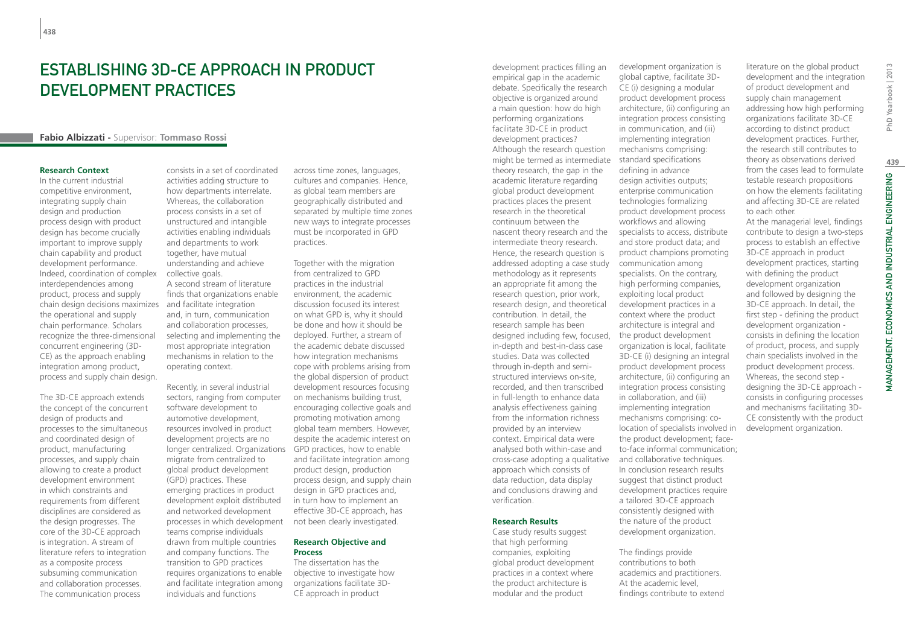# ESTABLISHING 3D-CE APPROACH IN PRODUCT DEVELOPMENT PRACTICES

**Fabio Albizzati** - Supervisor: **Tommaso Rossi**

### Research Context

In the current industrial competitive environment, integrating supply chain design and production process design with product design has become crucially important to improve supply chain capability and product development performance. Indeed, coordination of complex interdependencies among product, process and supply chain design decisions maximizes the operational and supply chain performance. Scholars recognize the three-dimensional concurrent engineering (3D-CE) as the approach enabling integration among product, process and supply chain design.

The 3D-CE approach extends the concept of the concurrent design of products and processes to the simultaneous and coordinated design of product, manufacturing processes, and supply chain allowing to create a product development environment in which constraints and requirements from different disciplines are considered as the design progresses. The core of the 3D-CE approach is integration. A stream of literature refers to integration as a composite process subsuming communication and collaboration processes. The communication process consists in a set of coordinated activities adding structure to how departments interrelate. Whereas, the collaboration process consists in a set of unstructured and intangible activities enabling individuals and departments to work together, have mutual understanding and achieve collective goals.
A second stream of literature finds that organizations enable and facilitate integration and, in turn, communication and collaboration processes, selecting and implementing the most appropriate integration mechanisms in relation to the operating context.

Recently, in several industrial sectors, ranging from computer software development to automotive development, resources involved in product development projects are no longer centralized. Organizations migrate from centralized to global product development (GPD) practices. These emerging practices in product development exploit distributed and networked development processes in which development teams comprise individuals drawn from multiple countries and company functions. The transition to GPD practices requires organizations to enable and facilitate integration among individuals and functions across time zones, languages, cultures and companies. Hence, as global team members are geographically distributed and separated by multiple time zones new ways to integrate processes must be incorporated in GPD practices.

Together with the migration from centralized to GPD practices in the industrial environment, the academic discussion focused its interest on what GPD is, why it should be done and how it should be deployed. Further, a stream of the academic debate discussed how integration mechanisms cope with problems arising from the global dispersion of product development resources focusing on mechanisms building trust, encouraging collective goals and promoting motivation among global team members. However, despite the academic interest on GPD practices, how to enable and facilitate integration among product design, production process design, and supply chain design in GPD practices and, in turn how to implement an effective 3D-CE approach, has not been clearly investigated.

### Research Objective and Process

The dissertation has the objective to investigate how organizations facilitate 3D-CE approach in product development practices filling an empirical gap in the academic debate. Specifically the research objective is organized around a main question: how do high performing organizations facilitate 3D-CE in product development practices?
Although the research question might be termed as intermediate theory research, the gap in the academic literature regarding global product development practices places the present research in the theoretical continuum between the nascent theory research and the intermediate theory research. Hence, the research question is addressed adopting a case study methodology as it represents an appropriate fit among the research question, prior work, research design, and theoretical contribution. In detail, the research sample has been designed including few, focused, in-depth and best-in-class case studies. Data was collected through in-depth and semi-structured interviews on-site, recorded, and then transcribed in full-length to enhance data analysis effectiveness gaining from the information richness provided by an interview context. Empirical data were analysed both within-case and cross-case adopting a qualitative approach which consists of data reduction, data display and conclusions drawing and verification.

### Research Results

Case study results suggest that high performing companies, exploiting global product development practices in a context where the product architecture is modular and the product development organization is global captive, facilitate 3D-CE (i) designing a modular product development process architecture, (ii) configuring an integration process consisting in communication, and (iii) implementing integration mechanisms comprising: standard specifications defining in advance design activities outputs; enterprise communication technologies formalizing product development process workflows and allowing specialists to access, distribute and store product data; and product champions promoting communication among specialists. On the contrary, high performing companies, exploiting local product development practices in a context where the product architecture is integral and the product development organization is local, facilitate 3D-CE (i) designing an integral product development process architecture, (ii) configuring an integration process consisting in collaboration, and (iii) implementing integration mechanisms comprising: co-location of specialists involved in the product development; face-to-face informal communication; and collaborative techniques.
In conclusion research results suggest that distinct product development practices require a tailored 3D-CE approach consistently designed with the nature of the product development organization.

The findings provide contributions to both academics and practitioners. At the academic level, findings contribute to extend literature on the global product development and the integration of product development and supply chain management addressing how high performing organizations facilitate 3D-CE according to distinct product development practices. Further, the research still contributes to theory as observations derived from the cases lead to formulate testable research propositions on how the elements facilitating and affecting 3D-CE are related to each other.
At the managerial level, findings contribute to design a two-steps process to establish an effective 3D-CE approach in product development practices, starting with defining the product development organization and followed by designing the 3D-CE approach. In detail, the first step - defining the product development organization - consists in defining the location of product, process, and supply chain specialists involved in the product development process. Whereas, the second step - designing the 3D-CE approach - consists in configuring processes and mechanisms facilitating 3D-CE consistently with the product development organization.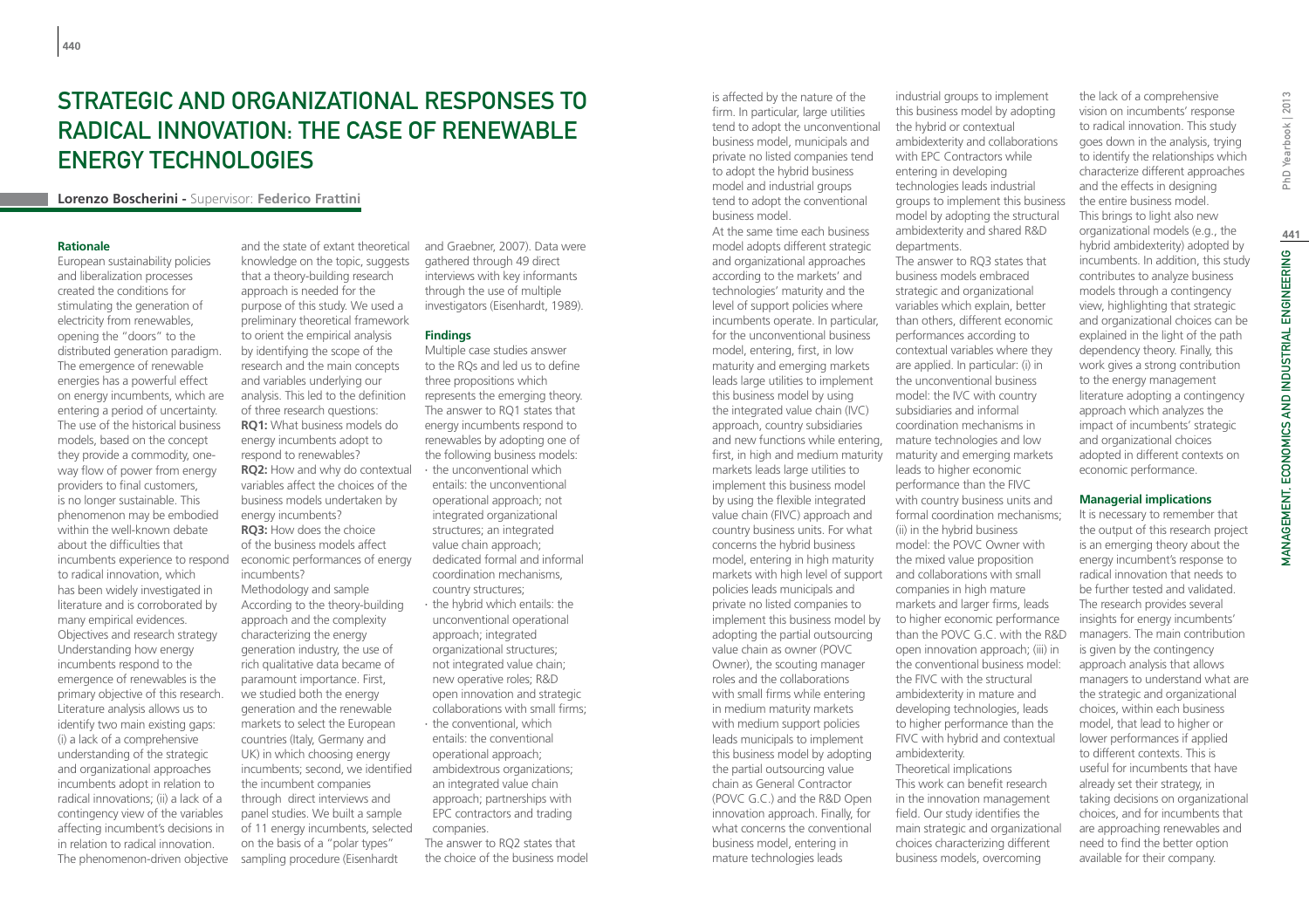# Strategic and Organizational Responses to Radical Innovation: The Case of Renewable Energy Technologies

**Lorenzo Boscherini** - Supervisor: **Federico Frattini**

## Rationale

European sustainability policies and liberalization processes created the conditions for stimulating the generation of electricity from renewables, opening the "doors" to the distributed generation paradigm. The emergence of renewable energies has a powerful effect on energy incumbents, which are entering a period of uncertainty. The use of the historical business models, based on the concept they provide a commodity, one-way flow of power from energy providers to final customers, is no longer sustainable. This phenomenon may be embodied within the well-known debate about the difficulties that incumbents experience to respond to radical innovation, which has been widely investigated in literature and is corroborated by many empirical evidences.

Objectives and research strategy

Understanding how energy incumbents respond to the emergence of renewables is the primary objective of this research. Literature analysis allows us to identify two main existing gaps: (i) a lack of a comprehensive understanding of the strategic and organizational approaches incumbents adopt in relation to radical innovations; (ii) a lack of a contingency view of the variables affecting incumbent's decisions in in relation to radical innovation. The phenomenon-driven objective and the state of extant theoretical knowledge on the topic, suggests that a theory-building research approach is needed for the purpose of this study. We used a preliminary theoretical framework to orient the empirical analysis by identifying the scope of the research and the main concepts and variables underlying our analysis. This led to the definition of three research questions:

**RQ1:** What business models do energy incumbents adopt to respond to renewables?

**RQ2:** How and why do contextual variables affect the choices of the business models undertaken by energy incumbents?

**RQ3:** How does the choice of the business models affect economic performances of energy incumbents?

Methodology and sample

According to the theory-building approach and the complexity characterizing the energy generation industry, the use of rich qualitative data became of paramount importance. First, we studied both the energy generation and the renewable markets to select the European countries (Italy, Germany and UK) in which choosing energy incumbents; second, we identified the incumbent companies through direct interviews and panel studies. We built a sample of 11 energy incumbents, selected on the basis of a "polar types" sampling procedure (Eisenhardt and Graebner, 2007). Data were gathered through 49 direct interviews with key informants through the use of multiple investigators (Eisenhardt, 1989).

## Findings

Multiple case studies answer to the RQs and led us to define three propositions which represents the emerging theory. The answer to RQ1 states that energy incumbents respond to renewables by adopting one of the following business models:

- the unconventional which entails: the unconventional operational approach; not integrated organizational structures; an integrated value chain approach; dedicated formal and informal coordination mechanisms, country structures;
- the hybrid which entails: the unconventional operational approach; integrated organizational structures; not integrated value chain; new operative roles; R&D open innovation and strategic collaborations with small firms;
- the conventional, which entails: the conventional operational approach; ambidextrous organizations; an integrated value chain approach; partnerships with EPC contractors and trading companies.

The answer to RQ2 states that the choice of the business model is affected by the nature of the firm. In particular, large utilities tend to adopt the unconventional business model, municipals and private no listed companies tend to adopt the hybrid business model and industrial groups tend to adopt the conventional business model.

At the same time each business model adopts different strategic and organizational approaches according to the markets' and technologies' maturity and the level of support policies where incumbents operate. In particular, for the unconventional business model, entering, first, in low maturity and emerging markets leads large utilities to implement this business model by using the integrated value chain (IVC) approach, country subsidiaries and new functions while entering, first, in high and medium maturity markets leads large utilities to implement this business model by using the flexible integrated value chain (FIVC) approach and country business units. For what concerns the hybrid business model, entering in high maturity markets with high level of support policies leads municipals and private no listed companies to implement this business model by adopting the partial outsourcing value chain as owner (POVC Owner), the scouting manager roles and the collaborations with small firms while entering in medium maturity markets with medium support policies leads municipals to implement this business model by adopting the partial outsourcing value chain as General Contractor (POVC G.C.) and the R&D Open innovation approach. Finally, for what concerns the conventional business model, entering in mature technologies leads industrial groups to implement this business model by adopting the hybrid or contextual ambidexterity and collaborations with EPC Contractors while entering in developing technologies leads industrial groups to implement this business model by adopting the structural ambidexterity and shared R&D departments.

The answer to RQ3 states that business models embraced strategic and organizational variables which explain, better than others, different economic performances according to contextual variables where they are applied. In particular: (i) in the unconventional business model: the IVC with country subsidiaries and informal coordination mechanisms in mature technologies and low maturity and emerging markets leads to higher economic performance than the FIVC with country business units and formal coordination mechanisms; (ii) in the hybrid business model: the POVC Owner with the mixed value proposition and collaborations with small companies in high mature markets and larger firms, leads to higher economic performance than the POVC G.C. with the R&D open innovation approach; (iii) in the conventional business model: the FIVC with the structural ambidexterity in mature and developing technologies, leads to higher performance than the FIVC with hybrid and contextual ambidexterity.

Theoretical implications

This work can benefit research in the innovation management field. Our study identifies the main strategic and organizational choices characterizing different business models, overcoming the lack of a comprehensive vision on incumbents' response to radical innovation. This study goes down in the analysis, trying to identify the relationships which characterize different approaches and the effects in designing the entire business model. This brings to light also new organizational models (e.g., the hybrid ambidexterity) adopted by incumbents. In addition, this study contributes to analyze business models through a contingency view, highlighting that strategic and organizational choices can be explained in the light of the path dependency theory. Finally, this work gives a strong contribution to the energy management literature adopting a contingency approach which analyzes the impact of incumbents' strategic and organizational choices adopted in different contexts on economic performance.

## Managerial implications

It is necessary to remember that the output of this research project is an emerging theory about the energy incumbent's response to radical innovation that needs to be further tested and validated. The research provides several insights for energy incumbents' managers. The main contribution is given by the contingency approach analysis that allows managers to understand what are the strategic and organizational choices, within each business model, that lead to higher or lower performances if applied to different contexts. This is useful for incumbents that have already set their strategy, in taking decisions on organizational choices, and for incumbents that are approaching renewables and need to find the better option available for their company.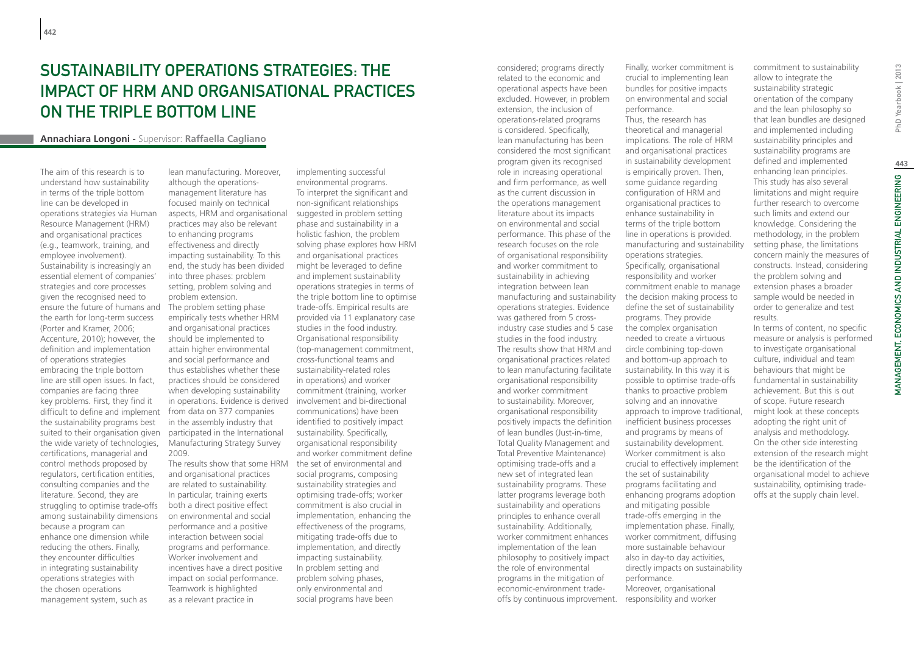# SUSTAINABILITY OPERATIONS STRATEGIES: THE IMPACT OF HRM AND ORGANISATIONAL PRACTICES ON THE TRIPLE BOTTOM LINE

**Annachiara Longoni -** Supervisor: **Raffaella Cagliano**

The aim of this research is to understand how sustainability in terms of the triple bottom line can be developed in operations strategies via Human Resource Management (HRM) and organisational practices (e.g., teamwork, training, and employee involvement). Sustainability is increasingly an essential element of companies' strategies and core processes given the recognised need to ensure the future of humans and the earth for long-term success (Porter and Kramer, 2006; Accenture, 2010); however, the definition and implementation of operations strategies embracing the triple bottom line are still open issues. In fact, companies are facing three key problems. First, they find it difficult to define and implement the sustainability programs best suited to their organisation given the wide variety of technologies, certifications, managerial and control methods proposed by regulators, certification entities, consulting companies and the literature. Second, they are struggling to optimise trade-offs among sustainability dimensions because a program can enhance one dimension while reducing the others. Finally, they encounter difficulties in integrating sustainability operations strategies with the chosen operations management system, such as lean manufacturing. Moreover, although the operations-management literature has focused mainly on technical aspects, HRM and organisational practices may also be relevant to enhancing programs effectiveness and directly impacting sustainability. To this end, the study has been divided into three phases: problem setting, problem solving and problem extension.

The problem setting phase empirically tests whether HRM and organisational practices should be implemented to attain higher environmental and social performance and thus establishes whether these practices should be considered when developing sustainability in operations. Evidence is derived from data on 377 companies in the assembly industry that participated in the International Manufacturing Strategy Survey 2009.

The results show that some HRM and organisational practices are related to sustainability. In particular, training exerts both a direct positive effect on environmental and social performance and a positive interaction between social programs and performance. Worker involvement and incentives have a direct positive impact on social performance. Teamwork is highlighted as a relevant practice in implementing successful environmental programs.

To interpret the significant and non-significant relationships suggested in problem setting phase and sustainability in a holistic fashion, the problem solving phase explores how HRM and organisational practices might be leveraged to define and implement sustainability operations strategies in terms of the triple bottom line to optimise trade-offs. Empirical results are provided via 11 explanatory case studies in the food industry. Organisational responsibility (top-management commitment, cross-functional teams and sustainability-related roles in operations) and worker commitment (training, worker involvement and bi-directional communications) have been identified to positively impact sustainability. Specifically, organisational responsibility and worker commitment define the set of environmental and social programs, composing sustainability strategies and optimising trade-offs; worker commitment is also crucial in implementation, enhancing the effectiveness of the programs, mitigating trade-offs due to implementation, and directly impacting sustainability.

In problem setting and problem solving phases, only environmental and social programs have been considered; programs directly related to the economic and operational aspects have been excluded. However, in problem extension, the inclusion of operations-related programs is considered. Specifically, lean manufacturing has been considered the most significant program given its recognised role in increasing operational and firm performance, as well as the current discussion in the operations management literature about its impacts on environmental and social performance. This phase of the research focuses on the role of organisational responsibility and worker commitment to sustainability in achieving integration between lean manufacturing and sustainability operations strategies. Evidence was gathered from 5 cross-industry case studies and 5 case studies in the food industry. The results show that HRM and organisational practices related to lean manufacturing facilitate organisational responsibility and worker commitment to sustainability. Moreover, organisational responsibility positively impacts the definition of lean bundles (Just-in-time, Total Quality Management and Total Preventive Maintenance) optimising trade-offs and a new set of integrated lean sustainability programs. These latter programs leverage both sustainability and operations principles to enhance overall sustainability. Additionally, worker commitment enhances implementation of the lean philosophy to positively impact the role of environmental programs in the mitigation of economic-environment trade-offs by continuous improvement. Finally, worker commitment is crucial to implementing lean bundles for positive impacts on environmental and social performance.

Thus, the research has theoretical and managerial implications. The role of HRM and organisational practices in sustainability development is empirically proven. Then, some guidance regarding configuration of HRM and organisational practices to enhance sustainability in terms of the triple bottom line in operations is provided. manufacturing and sustainability operations strategies. Specifically, organisational responsibility and worker commitment enable to manage the decision making process to define the set of sustainability programs. They provide the complex organisation needed to create a virtuous circle combining top-down and bottom-up approach to sustainability. In this way it is possible to optimise trade-offs thanks to proactive problem solving and an innovative approach to improve traditional, inefficient business processes and programs by means of sustainability development. Worker commitment is also crucial to effectively implement the set of sustainability programs facilitating and enhancing programs adoption and mitigating possible trade-offs emerging in the implementation phase. Finally, worker commitment, diffusing more sustainable behaviour also in day-to day activities, directly impacts on sustainability performance.

Moreover, organisational responsibility and worker commitment to sustainability allow to integrate the sustainability strategic orientation of the company and the lean philosophy so that lean bundles are designed and implemented including sustainability principles and sustainability programs are defined and implemented enhancing lean principles.

This study has also several limitations and might require further research to overcome such limits and extend our knowledge. Considering the methodology, in the problem setting phase, the limitations concern mainly the measures of constructs. Instead, considering the problem solving and extension phases a broader sample would be needed in order to generalize and test results.

In terms of content, no specific measure or analysis is performed to investigate organisational culture, individual and team behaviours that might be fundamental in sustainability achievement. But this is out of scope. Future research might look at these concepts adopting the right unit of analysis and methodology. On the other side interesting extension of the research might be the identification of the organisational model to achieve sustainability, optimising trade-offs at the supply chain level.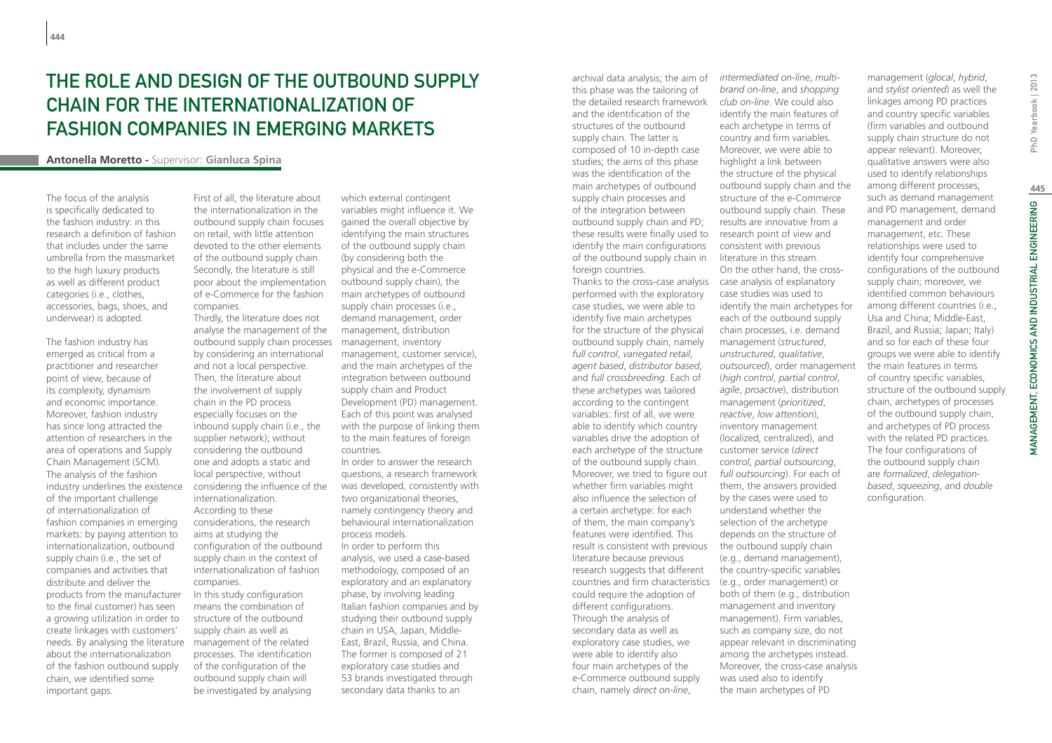# The Role and Design of the Outbound Supply Chain for the Internationalization of Fashion Companies in Emerging Markets

**Antonella Moretto** - Supervisor: **Gianluca Spina**

The focus of the analysis is specifically dedicated to the fashion industry: in this research a definition of fashion that includes under the same umbrella from the massmarket to the high luxury products as well as different product categories (i.e., clothes, accessories, bags, shoes, and underwear) is adopted.

The fashion industry has emerged as critical from a practitioner and researcher point of view, because of its complexity, dynamism and economic importance. Moreover, fashion industry has since long attracted the attention of researchers in the area of operations and Supply Chain Management (SCM). The analysis of the fashion industry underlines the existence of the important challenge of internationalization of fashion companies in emerging markets: by paying attention to internationalization, outbound supply chain (i.e., the set of companies and activities that distribute and deliver the products from the manufacturer to the final customer) has seen a growing utilization in order to create linkages with customers' needs. By analysing the literature about the internationalization of the fashion outbound supply chain, we identified some important gaps.

First of all, the literature about the internationalization in the outbound supply chain focuses on retail, with little attention devoted to the other elements of the outbound supply chain. Secondly, the literature is still poor about the implementation of e-Commerce for the fashion companies.

Thirdly, the literature does not analyse the management of the outbound supply chain processes by considering an international and not a local perspective. Then, the literature about the involvement of supply chain in the PD process especially focuses on the inbound supply chain (i.e., the supplier network); without considering the outbound one and adopts a static and local perspective, without considering the influence of the internationalization.

According to these considerations, the research aims at studying the configuration of the outbound supply chain in the context of internationalization of fashion companies.

In this study configuration means the combination of structure of the outbound supply chain as well as management of the related processes. The identification of the configuration of the outbound supply chain will be investigated by analysing which external contingent variables might influence it. We gained the overall objective by identifying the main structures of the outbound supply chain (by considering both the physical and the e-Commerce outbound supply chain), the main archetypes of outbound supply chain processes (i.e., demand management, order management, distribution management, inventory management, customer service), and the main archetypes of the integration between outbound supply chain and Product Development (PD) management. Each of this point was analysed with the purpose of linking them to the main features of foreign countries.

In order to answer the research questions, a research framework was developed, consistently with two organizational theories, namely contingency theory and behavioural internationalization process models.

In order to perform this analysis, we used a case-based methodology, composed of an exploratory and an explanatory phase, by involving leading Italian fashion companies and by studying their outbound supply chain in USA, Japan, Middle-East, Brazil, Russia, and China. The former is composed of 21 exploratory case studies and 53 brands investigated through secondary data thanks to an archival data analysis; the aim of this phase was the tailoring of the detailed research framework and the identification of the structures of the outbound supply chain. The latter is composed of 10 in-depth case studies; the aims of this phase was the identification of the main archetypes of outbound supply chain processes and of the integration between outbound supply chain and PD; these results were finally used to identify the main configurations of the outbound supply chain in foreign countries.

Thanks to the cross-case analysis performed with the exploratory case studies, we were able to identify five main archetypes for the structure of the physical outbound supply chain, namely *full control*, *variegated retail*, *agent based*, *distributor based*, and *full crossbreeding*. Each of these archetypes was tailored according to the contingent variables: first of all, we were able to identify which country variables drive the adoption of each archetype of the structure of the outbound supply chain. Moreover, we tried to figure out whether firm variables might also influence the selection of a certain archetype: for each of them, the main company's features were identified. This result is consistent with previous literature because previous research suggests that different countries and firm characteristics could require the adoption of different configurations.

Through the analysis of secondary data as well as exploratory case studies, we were able to identify also four main archetypes of the e-Commerce outbound supply chain, namely *direct on-line*, *intermediated on-line*, *multi-brand on-line*, and *shopping club on-line*. We could also identify the main features of each archetype in terms of country and firm variables. Moreover, we were able to highlight a link between the structure of the physical outbound supply chain and the structure of the e-Commerce outbound supply chain. These results are innovative from a research point of view and consistent with previous literature in this stream.

On the other hand, the cross-case analysis of explanatory case studies was used to identify the main archetypes for each of the outbound supply chain processes, i.e. demand management (*structured*, *unstructured*, *qualitative*, *outsourced*), order management (*high control*, *partial control*, *agile*, *proactive*), distribution management (*prioritized*, *reactive*, *low attention*), inventory management (localized, centralized), and customer service (*direct control*, *partial outsourcing*, *full outsourcing*). For each of them, the answers provided by the cases were used to understand whether the selection of the archetype depends on the structure of the outbound supply chain (e.g., demand management), the country-specific variables (e.g., order management) or both of them (e.g., distribution management and inventory management). Firm variables, such as company size, do not appear relevant in discriminating among the archetypes instead. Moreover, the cross-case analysis was used also to identify the main archetypes of PD management (*glocal*, *hybrid*, and *stylist oriented*) as well the linkages among PD practices and country specific variables (firm variables and outbound supply chain structure do not appear relevant). Moreover, qualitative answers were also used to identify relationships among different processes, such as demand management and PD management, demand management and order management, etc. These relationships were used to identify four comprehensive configurations of the outbound supply chain; moreover, we identified common behaviours among different countries (i.e., Usa and China; Middle-East, Brazil, and Russia; Japan; Italy) and so for each of these four groups we were able to identify the main features in terms of country specific variables, structure of the outbound supply chain, archetypes of processes of the outbound supply chain, and archetypes of PD process with the related PD practices.

The four configurations of the outbound supply chain are *formalized*, *delegation-based*, *squeezing*, and *double* configuration.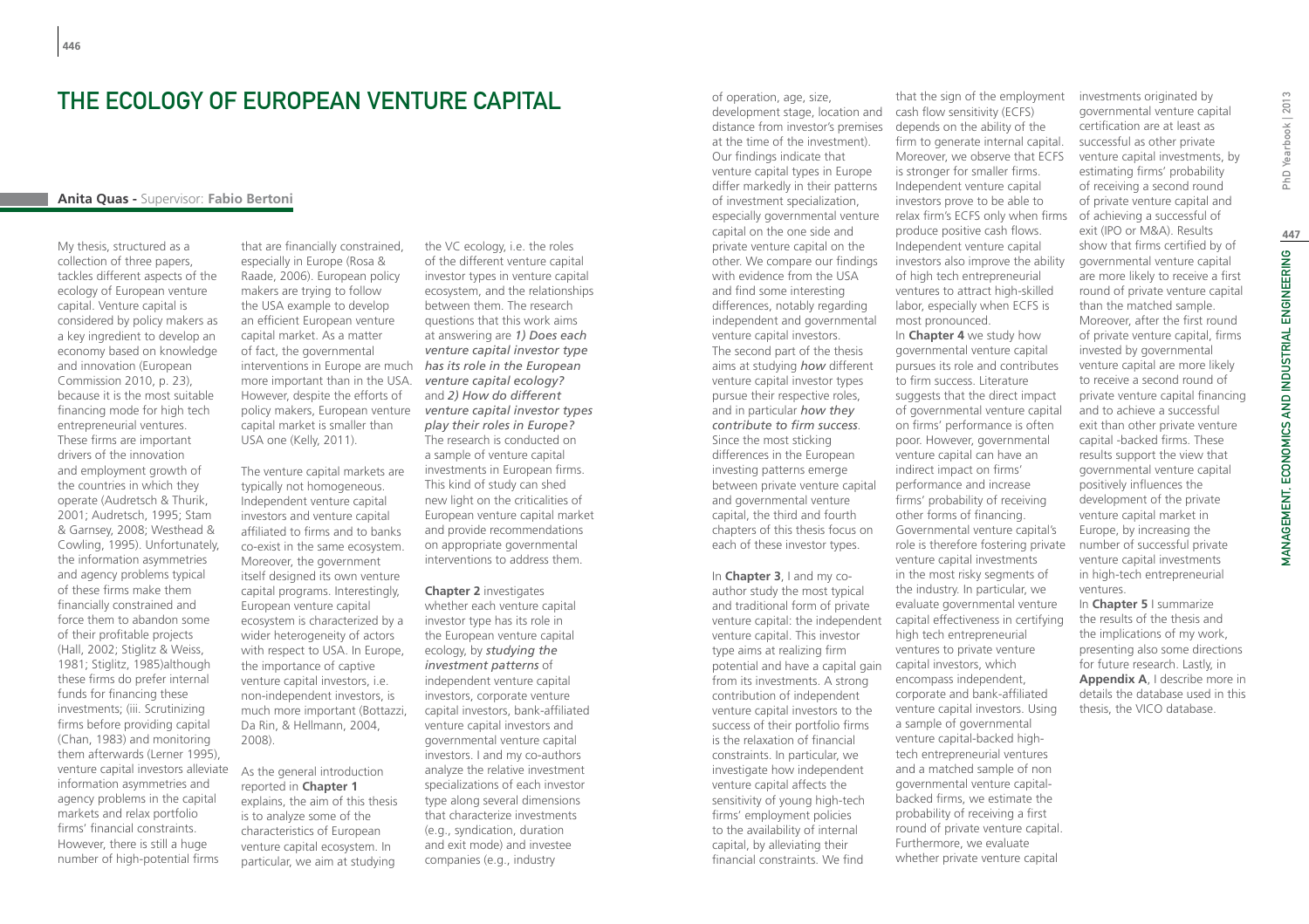# The Ecology of European Venture Capital

**Anita Quas** - Supervisor: **Fabio Bertoni**

My thesis, structured as a collection of three papers, tackles different aspects of the ecology of European venture capital. Venture capital is considered by policy makers as a key ingredient to develop an economy based on knowledge and innovation (European Commission 2010, p. 23), because it is the most suitable financing mode for high tech entrepreneurial ventures. These firms are important drivers of the innovation and employment growth of the countries in which they operate (Audretsch & Thurik, 2001; Audretsch, 1995; Stam & Garnsey, 2008; Westhead & Cowling, 1995). Unfortunately, the information asymmetries and agency problems typical of these firms make them financially constrained and force them to abandon some of their profitable projects (Hall, 2002; Stiglitz & Weiss, 1981; Stiglitz, 1985)although these firms do prefer internal funds for financing these investments; (iii. Scrutinizing firms before providing capital (Chan, 1983) and monitoring them afterwards (Lerner 1995), venture capital investors alleviate information asymmetries and agency problems in the capital markets and relax portfolio firms' financial constraints. However, there is still a huge number of high-potential firms that are financially constrained, especially in Europe (Rosa & Raade, 2006). European policy makers are trying to follow the USA example to develop an efficient European venture capital market. As a matter of fact, the governmental interventions in Europe are much more important than in the USA. However, despite the efforts of policy makers, European venture capital market is smaller than USA one (Kelly, 2011).

The venture capital markets are typically not homogeneous. Independent venture capital investors and venture capital affiliated to firms and to banks co-exist in the same ecosystem. Moreover, the government itself designed its own venture capital programs. Interestingly, European venture capital ecosystem is characterized by a wider heterogeneity of actors with respect to USA. In Europe, the importance of captive venture capital investors, i.e. non-independent investors, is much more important (Bottazzi, Da Rin, & Hellmann, 2004, 2008).

As the general introduction reported in **Chapter 1** explains, the aim of this thesis is to analyze some of the characteristics of European venture capital ecosystem. In particular, we aim at studying the VC ecology, i.e. the roles of the different venture capital investor types in venture capital ecosystem, and the relationships between them. The research questions that this work aims at answering are *1) Does each venture capital investor type has its role in the European venture capital ecology?* and *2) How do different venture capital investor types play their roles in Europe?* The research is conducted on a sample of venture capital investments in European firms. This kind of study can shed new light on the criticalities of European venture capital market and provide recommendations on appropriate governmental interventions to address them.

**Chapter 2** investigates whether each venture capital investor type has its role in the European venture capital ecology, by *studying the investment patterns* of independent venture capital investors, corporate venture capital investors, bank-affiliated venture capital investors and governmental venture capital investors. I and my co-authors analyze the relative investment specializations of each investor type along several dimensions that characterize investments (e.g., syndication, duration and exit mode) and investee companies (e.g., industry of operation, age, size, development stage, location and distance from investor's premises at the time of the investment). Our findings indicate that venture capital types in Europe differ markedly in their patterns of investment specialization, especially governmental venture capital on the one side and private venture capital on the other. We compare our findings with evidence from the USA and find some interesting differences, notably regarding independent and governmental venture capital investors.

The second part of the thesis aims at studying *how* different venture capital investor types pursue their respective roles, and in particular *how they contribute to firm success*. Since the most sticking differences in the European investing patterns emerge between private venture capital and governmental venture capital, the third and fourth chapters of this thesis focus on each of these investor types.

In **Chapter 3**, I and my co-author study the most typical and traditional form of private venture capital: the independent venture capital. This investor type aims at realizing firm potential and have a capital gain from its investments. A strong contribution of independent venture capital investors to the success of their portfolio firms is the relaxation of financial constraints. In particular, we investigate how independent venture capital affects the sensitivity of young high-tech firms' employment policies to the availability of internal capital, by alleviating their financial constraints. We find that the sign of the employment cash flow sensitivity (ECFS) depends on the ability of the firm to generate internal capital. Moreover, we observe that ECFS is stronger for smaller firms. Independent venture capital investors prove to be able to relax firm's ECFS only when firms produce positive cash flows. Independent venture capital investors also improve the ability of high tech entrepreneurial ventures to attract high-skilled labor, especially when ECFS is most pronounced.

In **Chapter 4** we study how governmental venture capital pursues its role and contributes to firm success. Literature suggests that the direct impact of governmental venture capital on firms' performance is often poor. However, governmental venture capital can have an indirect impact on firms' performance and increase firms' probability of receiving other forms of financing. Governmental venture capital's role is therefore fostering private venture capital investments in the most risky segments of the industry. In particular, we evaluate governmental venture capital effectiveness in certifying high tech entrepreneurial ventures to private venture capital investors, which encompass independent, corporate and bank-affiliated venture capital investors. Using a sample of governmental venture capital-backed high-tech entrepreneurial ventures and a matched sample of non governmental venture capital-backed firms, we estimate the probability of receiving a first round of private venture capital. Furthermore, we evaluate whether private venture capital investments originated by governmental venture capital certification are at least as successful as other private venture capital investments, by estimating firms' probability of receiving a second round of private venture capital and of achieving a successful of exit (IPO or M&A). Results show that firms certified by of governmental venture capital are more likely to receive a first round of private venture capital than the matched sample. Moreover, after the first round of private venture capital, firms invested by governmental venture capital are more likely to receive a second round of private venture capital financing and to achieve a successful exit than other private venture capital -backed firms. These results support the view that governmental venture capital positively influences the development of the private venture capital market in Europe, by increasing the number of successful private venture capital investments in high-tech entrepreneurial ventures.

In **Chapter 5** I summarize the results of the thesis and the implications of my work, presenting also some directions for future research. Lastly, in **Appendix A**, I describe more in details the database used in this thesis, the VICO database.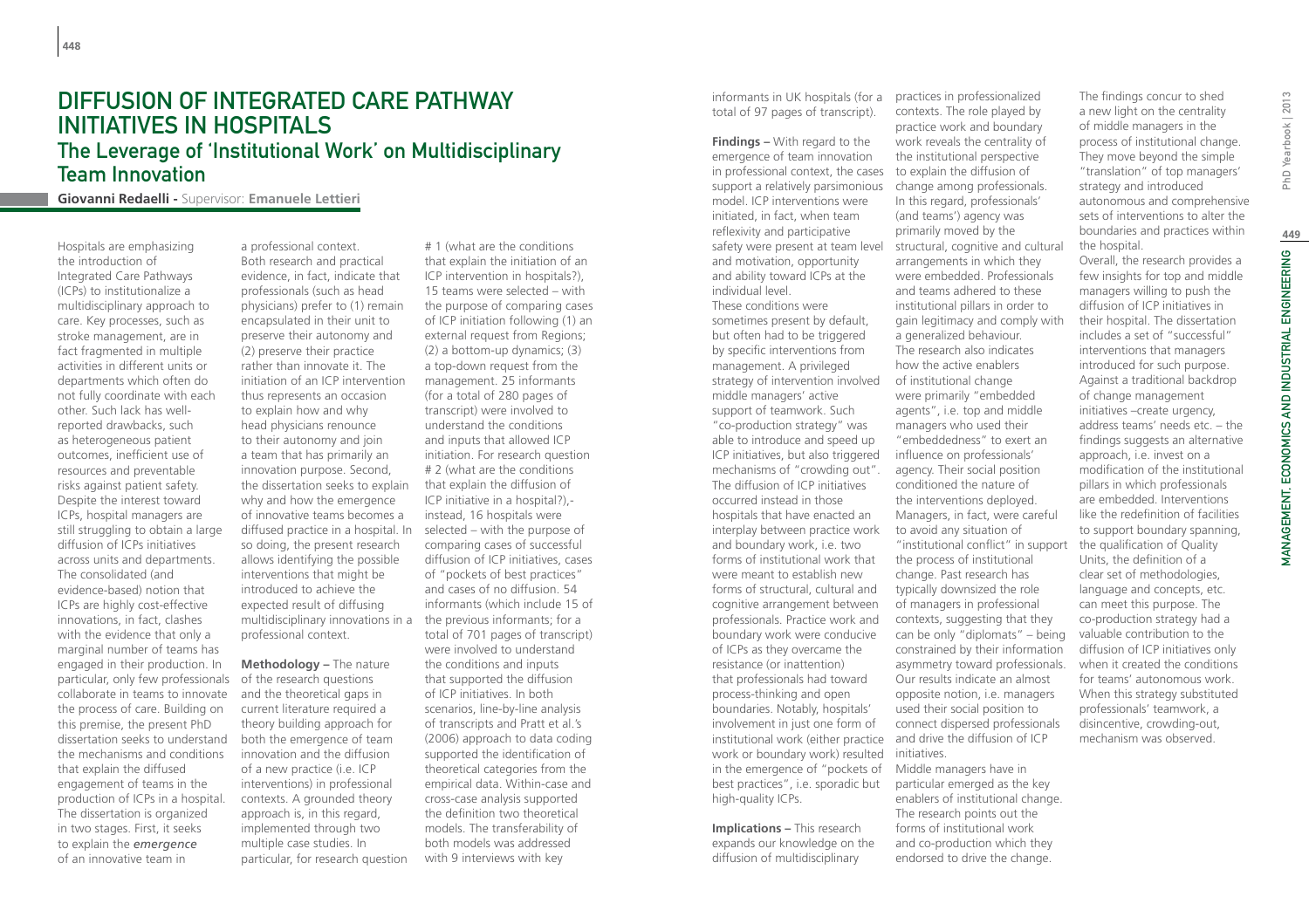# DIFFUSION OF INTEGRATED CARE PATHWAY INITIATIVES IN HOSPITALS

## The Leverage of 'Institutional Work' on Multidisciplinary Team Innovation

**Giovanni Redaelli** - Supervisor: **Emanuele Lettieri**

Hospitals are emphasizing the introduction of Integrated Care Pathways (ICPs) to institutionalize a multidisciplinary approach to care. Key processes, such as stroke management, are in fact fragmented in multiple activities in different units or departments which often do not fully coordinate with each other. Such lack has well-reported drawbacks, such as heterogeneous patient outcomes, inefficient use of resources and preventable risks against patient safety. Despite the interest toward ICPs, hospital managers are still struggling to obtain a large diffusion of ICPs initiatives across units and departments. The consolidated (and evidence-based) notion that ICPs are highly cost-effective innovations, in fact, clashes with the evidence that only a marginal number of teams has engaged in their production. In particular, only few professionals collaborate in teams to innovate the process of care. Building on this premise, the present PhD dissertation seeks to understand the mechanisms and conditions that explain the diffused engagement of teams in the production of ICPs in a hospital. The dissertation is organized in two stages. First, it seeks to explain the *emergence* of an innovative team in a professional context. Both research and practical evidence, in fact, indicate that professionals (such as head physicians) prefer to (1) remain encapsulated in their unit to preserve their autonomy and (2) preserve their practice rather than innovate it. The initiation of an ICP intervention thus represents an occasion to explain how and why head physicians renounce to their autonomy and join a team that has primarily an innovation purpose. Second, the dissertation seeks to explain why and how the emergence of innovative teams becomes a diffused practice in a hospital. In so doing, the present research allows identifying the possible interventions that might be introduced to achieve the expected result of diffusing multidisciplinary innovations in a professional context.

**Methodology –** The nature of the research questions and the theoretical gaps in current literature required a theory building approach for both the emergence of team innovation and the diffusion of a new practice (i.e. ICP interventions) in professional contexts. A grounded theory approach is, in this regard, implemented through two multiple case studies. In particular, for research question # 1 (what are the conditions that explain the initiation of an ICP intervention in hospitals?), 15 teams were selected – with the purpose of comparing cases of ICP initiation following (1) an external request from Regions; (2) a bottom-up dynamics; (3) a top-down request from the management. 25 informants (for a total of 280 pages of transcript) were involved to understand the conditions and inputs that allowed ICP initiation. For research question # 2 (what are the conditions that explain the diffusion of ICP initiative in a hospital?),- instead, 16 hospitals were selected – with the purpose of comparing cases of successful diffusion of ICP initiatives, cases of "pockets of best practices" and cases of no diffusion. 54 informants (which include 15 of the previous informants; for a total of 701 pages of transcript) were involved to understand the conditions and inputs that supported the diffusion of ICP initiatives. In both scenarios, line-by-line analysis of transcripts and Pratt et al.'s (2006) approach to data coding supported the identification of theoretical categories from the empirical data. Within-case and cross-case analysis supported the definition two theoretical models. The transferability of both models was addressed with 9 interviews with key informants in UK hospitals (for a total of 97 pages of transcript).

**Findings –** With regard to the emergence of team innovation in professional context, the cases support a relatively parsimonious model. ICP interventions were initiated, in fact, when team reflexivity and participative safety were present at team level and motivation, opportunity and ability toward ICPs at the individual level.

These conditions were sometimes present by default, but often had to be triggered by specific interventions from management. A privileged strategy of intervention involved middle managers' active support of teamwork. Such "co-production strategy" was able to introduce and speed up ICP initiatives, but also triggered mechanisms of "crowding out". The diffusion of ICP initiatives occurred instead in those hospitals that have enacted an interplay between practice work and boundary work, i.e. two forms of institutional work that were meant to establish new forms of structural, cultural and cognitive arrangement between professionals. Practice work and boundary work were conducive of ICPs as they overcame the resistance (or inattention) that professionals had toward process-thinking and open boundaries. Notably, hospitals' involvement in just one form of institutional work (either practice work or boundary work) resulted in the emergence of "pockets of best practices", i.e. sporadic but high-quality ICPs.

**Implications –** This research expands our knowledge on the diffusion of multidisciplinary practices in professionalized contexts. The role played by practice work and boundary work reveals the centrality of the institutional perspective to explain the diffusion of change among professionals. In this regard, professionals' (and teams') agency was primarily moved by the structural, cognitive and cultural arrangements in which they were embedded. Professionals and teams adhered to these institutional pillars in order to gain legitimacy and comply with a generalized behaviour. The research also indicates how the active enablers of institutional change were primarily "embedded agents", i.e. top and middle managers who used their "embeddedness" to exert an influence on professionals' agency. Their social position conditioned the nature of the interventions deployed. Managers, in fact, were careful to avoid any situation of "institutional conflict" in support the process of institutional change. Past research has typically downsized the role of managers in professional contexts, suggesting that they can be only "diplomats" – being constrained by their information asymmetry toward professionals. Our results indicate an almost opposite notion, i.e. managers used their social position to connect dispersed professionals and drive the diffusion of ICP initiatives.

Middle managers have in particular emerged as the key enablers of institutional change. The research points out the forms of institutional work and co-production which they endorsed to drive the change. The findings concur to shed a new light on the centrality of middle managers in the process of institutional change. They move beyond the simple "translation" of top managers' strategy and introduced autonomous and comprehensive sets of interventions to alter the boundaries and practices within the hospital.

Overall, the research provides a few insights for top and middle managers willing to push the diffusion of ICP initiatives in their hospital. The dissertation includes a set of "successful" interventions that managers introduced for such purpose. Against a traditional backdrop of change management initiatives –create urgency, address teams' needs etc. – the findings suggests an alternative approach, i.e. invest on a modification of the institutional pillars in which professionals are embedded. Interventions like the redefinition of facilities to support boundary spanning, the qualification of Quality Units, the definition of a clear set of methodologies, language and concepts, etc. can meet this purpose. The co-production strategy had a valuable contribution to the diffusion of ICP initiatives only when it created the conditions for teams' autonomous work. When this strategy substituted professionals' teamwork, a disincentive, crowding-out, mechanism was observed.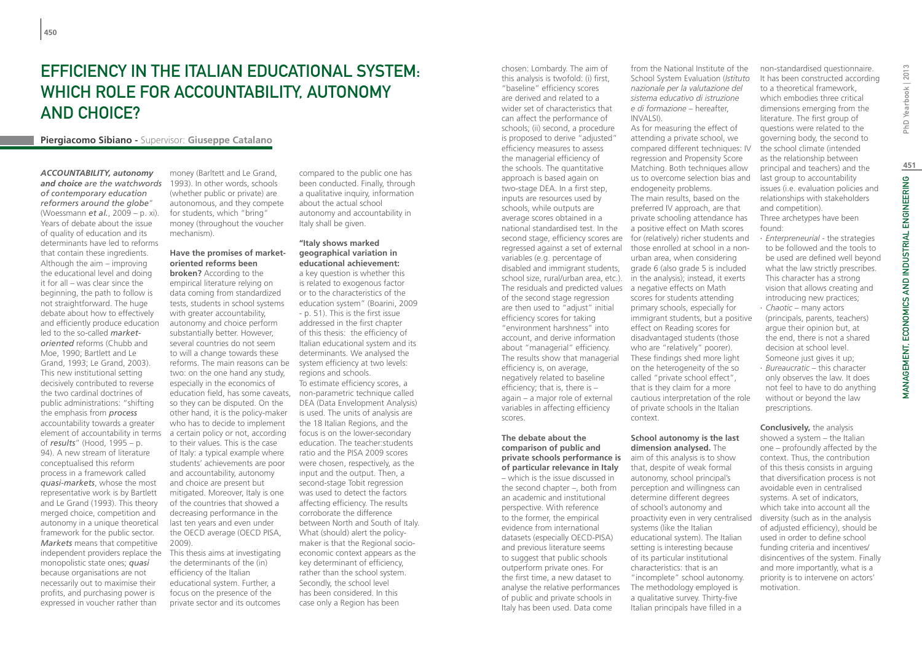# EFFICIENCY IN THE ITALIAN EDUCATIONAL SYSTEM: WHICH ROLE FOR ACCOUNTABILITY, AUTONOMY AND CHOICE?

**Piergiacomo Sibiano -** Supervisor: **Giuseppe Catalano**

***ACCOUNTABILITY, autonomy and choice** are the watchwords of contemporary education reformers around the globe*" (Woessmann *et al.*, 2009 – p. xi). Years of debate about the issue of quality of education and its determinants have led to reforms that contain these ingredients. Although the aim – improving the educational level and doing it for all – was clear since the beginning, the path to follow is not straightforward. The huge debate about how to effectively and efficiently produce education led to the so-called *market-oriented* reforms (Chubb and Moe, 1990; Bartlett and Le Grand, 2003). This new institutional setting decisively contributed to reverse the two cardinal doctrines of public administrations: "shifting the emphasis from *process* accountability towards a greater element of accountability in terms of *results*" (Hood, 1995 – p. 94). A new stream of literature conceptualised this reform process in a framework called *quasi-markets*, whose the most representative work is by Bartlett and Le Grand (1993). This theory merged choice, competition and autonomy in a unique theoretical framework for the public sector. *Markets* means that competitive independent providers replace the monopolistic state ones; *quasi* because organisations are not necessarily out to maximise their profits, and purchasing power is expressed in voucher rather than money (Barltett and Le Grand, 1993). In other words, schools (whether public or private) are autonomous, and they compete for students, which "bring" money (throughout the voucher mechanism).

**Have the promises of market-oriented reforms been broken?** According to the empirical literature relying on data coming from standardized tests, students in school systems with greater accountability, autonomy and choice perform substantially better. However, several countries do not seem to will a change towards these reforms. The main reasons can be two: on the one hand any study, especially in the economics of education field, has some caveats, so they can be disputed. On the other hand, it is the policy-maker who has to decide to implement a certain policy or not, according to their values. This is the case of Italy: a typical example where students' achievements are poor and accountability, autonomy and choice are present but mitigated. Moreover, Italy is one of the countries that showed a decreasing performance in the last ten years and even under the OECD average (OECD PISA, 2009).

This thesis aims at investigating the determinants of the (in) efficiency of the Italian educational system. Further, a focus on the presence of the private sector and its outcomes compared to the public one has been conducted. Finally, through a qualitative inquiry, information about the actual school autonomy and accountability in Italy shall be given.

**"Italy shows marked geographical variation in educational achievement:** a key question is whether this is related to exogenous factor or to the characteristics of the education system" (Boarini, 2009 - p. 51). This is the first issue addressed in the first chapter of this thesis: the efficiency of Italian educational system and its determinants. We analysed the system efficiency at two levels: regions and schools.

To estimate efficiency scores, a non-parametric technique called DEA (Data Envelopment Analysis) is used. The units of analysis are the 18 Italian Regions, and the focus is on the lower-secondary education. The teacher:students ratio and the PISA 2009 scores were chosen, respectively, as the input and the output. Then, a second-stage Tobit regression was used to detect the factors affecting efficiency. The results corroborate the difference between North and South of Italy. What (should) alert the policy-maker is that the Regional socio-economic context appears as the key determinant of efficiency, rather than the school system. Secondly, the school level has been considered. In this case only a Region has been chosen: Lombardy. The aim of this analysis is twofold: (i) first, "baseline" efficiency scores are derived and related to a wider set of characteristics that can affect the performance of schools; (ii) second, a procedure is proposed to derive "adjusted" efficiency measures to assess the managerial efficiency of the schools. The quantitative approach is based again on two-stage DEA. In a first step, inputs are resources used by schools, while outputs are average scores obtained in a national standardised test. In the second stage, efficiency scores are regressed against a set of external variables (e.g. percentage of disabled and immigrant students, school size, rural/urban area, etc.). The residuals and predicted values of the second stage regression are then used to "adjust" initial efficiency scores for taking "environment harshness" into account, and derive information about "managerial" efficiency. The results show that managerial efficiency is, on average, negatively related to baseline efficiency; that is, there is – again – a major role of external variables in affecting efficiency scores.

**The debate about the comparison of public and private schools performance is of particular relevance in Italy** – which is the issue discussed in the second chapter –, both from an academic and institutional perspective. With reference to the former, the empirical evidence from international datasets (especially OECD-PISA) and previous literature seems to suggest that public schools outperform private ones. For the first time, a new dataset to analyse the relative performances of public and private schools in Italy has been used. Data come from the National Institute of the School System Evaluation (*Istituto nazionale per la valutazione del sistema educativo di istruzione e di formazione* – hereafter, INVALSI).

As for measuring the effect of attending a private school, we compared different techniques: IV regression and Propensity Score Matching. Both techniques allow us to overcome selection bias and endogeneity problems.

The main results, based on the preferred IV approach, are that private schooling attendance has a positive effect on Math scores for (relatively) richer students and those enrolled at school in a non-urban area, when considering grade 6 (also grade 5 is included in the analysis); instead, it exerts a negative effects on Math scores for students attending primary schools, especially for immigrant students, but a positive effect on Reading scores for disadvantaged students (those who are "relatively" poorer). These findings shed more light on the heterogeneity of the so called "private school effect", that is they claim for a more cautious interpretation of the role of private schools in the Italian context.

**School autonomy is the last dimension analysed.** The aim of this analysis is to show that, despite of weak formal autonomy, school principal's perception and willingness can determine different degrees of school's autonomy and proactivity even in very centralised systems (like the Italian educational system). The Italian setting is interesting because of its particular institutional characteristics: that is an "incomplete" school autonomy. The methodology employed is a qualitative survey. Thirty-five Italian principals have filled in a non-standardised questionnaire. It has been constructed according to a theoretical framework, which embodies three critical dimensions emerging from the literature. The first group of questions were related to the governing body, the second to the school climate (intended as the relationship between principal and teachers) and the last group to accountability issues (i.e. evaluation policies and relationships with stakeholders and competition).

Three archetypes have been found:

- *Enterpreneurial* - the strategies to be followed and the tools to be used are defined well beyond what the law strictly prescribes. This character has a strong vision that allows creating and introducing new practices;
- *Chaotic* – many actors (principals, parents, teachers) argue their opinion but, at the end, there is not a shared decision at school level. Someone just gives it up;
- *Bureaucratic* – this character only observes the law. It does not feel to have to do anything without or beyond the law prescriptions.

**Conclusively,** the analysis showed a system – the Italian one – profoundly affected by the context. Thus, the contribution of this thesis consists in arguing that diversification process is not avoidable even in centralised systems. A set of indicators, which take into account all the diversity (such as in the analysis of adjusted efficiency), should be used in order to define school funding criteria and incentives/disincentives of the system. Finally and more importantly, what is a priority is to intervene on actors' motivation.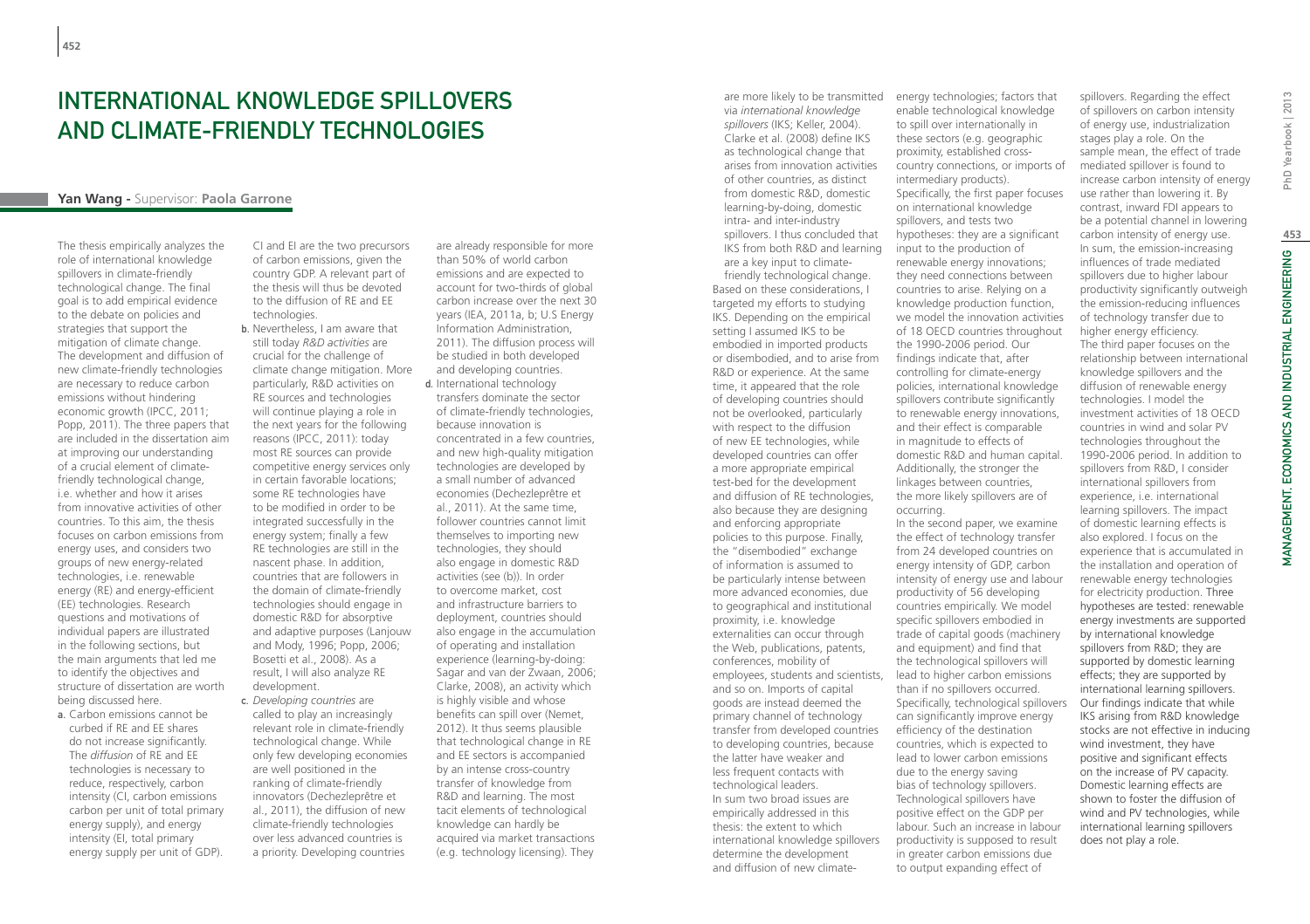# INTERNATIONAL KNOWLEDGE SPILLOVERS AND CLIMATE-FRIENDLY TECHNOLOGIES

**Yan Wang** - Supervisor: **Paola Garrone**

The thesis empirically analyzes the role of international knowledge spillovers in climate-friendly technological change. The final goal is to add empirical evidence to the debate on policies and strategies that support the mitigation of climate change. The development and diffusion of new climate-friendly technologies are necessary to reduce carbon emissions without hindering economic growth (IPCC, 2011; Popp, 2011). The three papers that are included in the dissertation aim at improving our understanding of a crucial element of climate-friendly technological change, i.e. whether and how it arises from innovative activities of other countries. To this aim, the thesis focuses on carbon emissions from energy uses, and considers two groups of new energy-related technologies, i.e. renewable energy (RE) and energy-efficient (EE) technologies. Research questions and motivations of individual papers are illustrated in the following sections, but the main arguments that led me to identify the objectives and structure of dissertation are worth being discussed here.

a. Carbon emissions cannot be curbed if RE and EE shares do not increase significantly. The *diffusion* of RE and EE technologies is necessary to reduce, respectively, carbon intensity (CI, carbon emissions carbon per unit of total primary energy supply), and energy intensity (EI, total primary energy supply per unit of GDP). CI and EI are the two precursors of carbon emissions, given the country GDP. A relevant part of the thesis will thus be devoted to the diffusion of RE and EE technologies.

b. Nevertheless, I am aware that still today *R&D activities* are crucial for the challenge of climate change mitigation. More particularly, R&D activities on RE sources and technologies will continue playing a role in the next years for the following reasons (IPCC, 2011): today most RE sources can provide competitive energy services only in certain favorable locations; some RE technologies have to be modified in order to be integrated successfully in the energy system; finally a few RE technologies are still in the nascent phase. In addition, countries that are followers in the domain of climate-friendly technologies should engage in domestic R&D for absorptive and adaptive purposes (Lanjouw and Mody, 1996; Popp, 2006; Bosetti et al., 2008). As a result, I will also analyze RE development.

c. *Developing countries* are called to play an increasingly relevant role in climate-friendly technological change. While only few developing economies are well positioned in the ranking of climate-friendly innovators (Dechezleprêtre et al., 2011), the diffusion of new climate-friendly technologies over less advanced countries is a priority. Developing countries are already responsible for more than 50% of world carbon emissions and are expected to account for two-thirds of global carbon increase over the next 30 years (IEA, 2011a, b; U.S Energy Information Administration, 2011). The diffusion process will be studied in both developed and developing countries.

d. International technology transfers dominate the sector of climate-friendly technologies, because innovation is concentrated in a few countries, and new high-quality mitigation technologies are developed by a small number of advanced economies (Dechezleprêtre et al., 2011). At the same time, follower countries cannot limit themselves to importing new technologies, they should also engage in domestic R&D activities (see (b)). In order to overcome market, cost and infrastructure barriers to deployment, countries should also engage in the accumulation of operating and installation experience (learning-by-doing: Sagar and van der Zwaan, 2006; Clarke, 2008), an activity which is highly visible and whose benefits can spill over (Nemet, 2012). It thus seems plausible that technological change in RE and EE sectors is accompanied by an intense cross-country transfer of knowledge from R&D and learning. The most tacit elements of technological knowledge can hardly be acquired via market transactions (e.g. technology licensing). They are more likely to be transmitted via *international knowledge spillovers* (IKS; Keller, 2004). Clarke et al. (2008) define IKS as technological change that arises from innovation activities of other countries, as distinct from domestic R&D, domestic learning-by-doing, domestic intra- and inter-industry spillovers. I thus concluded that IKS from both R&D and learning are a key input to climate-friendly technological change.

Based on these considerations, I targeted my efforts to studying IKS. Depending on the empirical setting I assumed IKS to be embodied in imported products or disembodied, and to arise from R&D or experience. At the same time, it appeared that the role of developing countries should not be overlooked, particularly with respect to the diffusion of new EE technologies, while developed countries can offer a more appropriate empirical test-bed for the development and diffusion of RE technologies, also because they are designing and enforcing appropriate policies to this purpose. Finally, the "disembodied" exchange of information is assumed to be particularly intense between more advanced economies, due to geographical and institutional proximity, i.e. knowledge externalities can occur through the Web, publications, patents, conferences, mobility of employees, students and scientists, and so on. Imports of capital goods are instead deemed the primary channel of technology transfer from developed countries to developing countries, because the latter have weaker and less frequent contacts with technological leaders.

In sum two broad issues are empirically addressed in this thesis: the extent to which international knowledge spillovers determine the development and diffusion of new climate-energy technologies; factors that enable technological knowledge to spill over internationally in these sectors (e.g. geographic proximity, established cross-country connections, or imports of intermediary products).

Specifically, the first paper focuses on international knowledge spillovers, and tests two hypotheses: they are a significant input to the production of renewable energy innovations; they need connections between countries to arise. Relying on a knowledge production function, we model the innovation activities of 18 OECD countries throughout the 1990-2006 period. Our findings indicate that, after controlling for climate-energy policies, international knowledge spillovers contribute significantly to renewable energy innovations, and their effect is comparable in magnitude to effects of domestic R&D and human capital. Additionally, the stronger the linkages between countries, the more likely spillovers are of occurring.

In the second paper, we examine the effect of technology transfer from 24 developed countries on energy intensity of GDP, carbon intensity of energy use and labour productivity of 56 developing countries empirically. We model specific spillovers embodied in trade of capital goods (machinery and equipment) and find that the technological spillovers will lead to higher carbon emissions than if no spillovers occurred. Specifically, technological spillovers can significantly improve energy efficiency of the destination countries, which is expected to lead to lower carbon emissions due to the energy saving bias of technology spillovers. Technological spillovers have positive effect on the GDP per labour. Such an increase in labour productivity is supposed to result in greater carbon emissions due to output expanding effect of spillovers. Regarding the effect of spillovers on carbon intensity of energy use, industrialization stages play a role. On the sample mean, the effect of trade mediated spillover is found to increase carbon intensity of energy use rather than lowering it. By contrast, inward FDI appears to be a potential channel in lowering carbon intensity of energy use. In sum, the emission-increasing influences of trade mediated spillovers due to higher labour productivity significantly outweigh the emission-reducing influences of technology transfer due to higher energy efficiency.

The third paper focuses on the relationship between international knowledge spillovers and the diffusion of renewable energy technologies. I model the investment activities of 18 OECD countries in wind and solar PV technologies throughout the 1990-2006 period. In addition to spillovers from R&D, I consider international spillovers from experience, i.e. international learning spillovers. The impact of domestic learning effects is also explored. I focus on the experience that is accumulated in the installation and operation of renewable energy technologies for electricity production. Three hypotheses are tested: renewable energy investments are supported by international knowledge spillovers from R&D; they are supported by domestic learning effects; they are supported by international learning spillovers. Our findings indicate that while IKS arising from R&D knowledge stocks are not effective in inducing wind investment, they have positive and significant effects on the increase of PV capacity. Domestic learning effects are shown to foster the diffusion of wind and PV technologies, while international learning spillovers does not play a role.